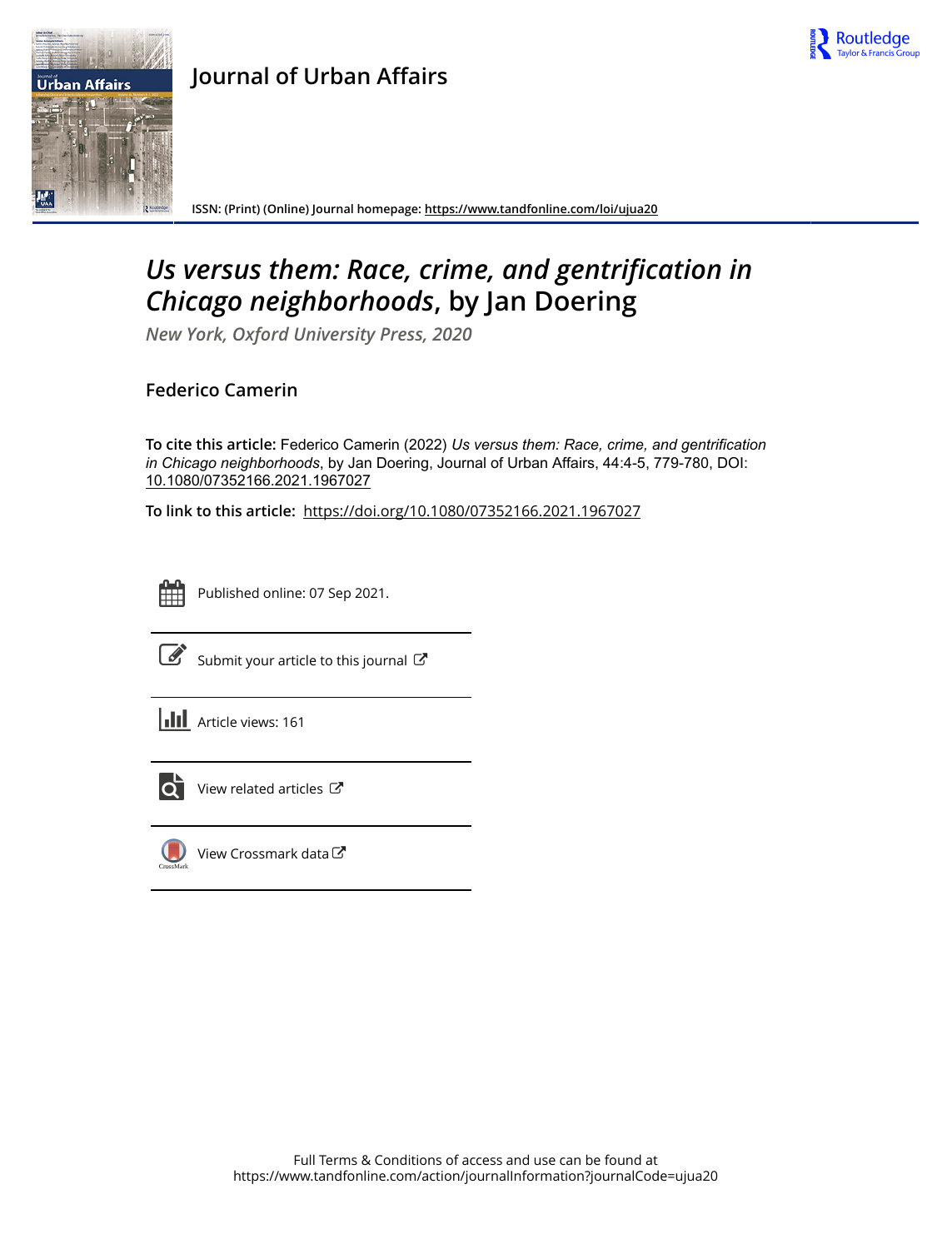# Journal of Urban Affairs

ISSN: (Print) (Online) Journal homepage: https://www.tandfonline.com/loi/ujua20

# *Us versus them: Race, crime, and gentrification in Chicago neighborhoods*, by Jan Doering

*New York, Oxford University Press, 2020*

**Federico Camerin**

**To cite this article:** Federico Camerin (2022) *Us versus them: Race, crime, and gentrification in Chicago neighborhoods*, by Jan Doering, Journal of Urban Affairs, 44:4-5, 779-780, DOI: 10.1080/07352166.2021.1967027

**To link to this article:** https://doi.org/10.1080/07352166.2021.1967027

Published online: 07 Sep 2021.

Submit your article to this journal

Article views: 161

View related articles

View Crossmark data

Full Terms & Conditions of access and use can be found at
https://www.tandfonline.com/action/journalInformation?journalCode=ujua20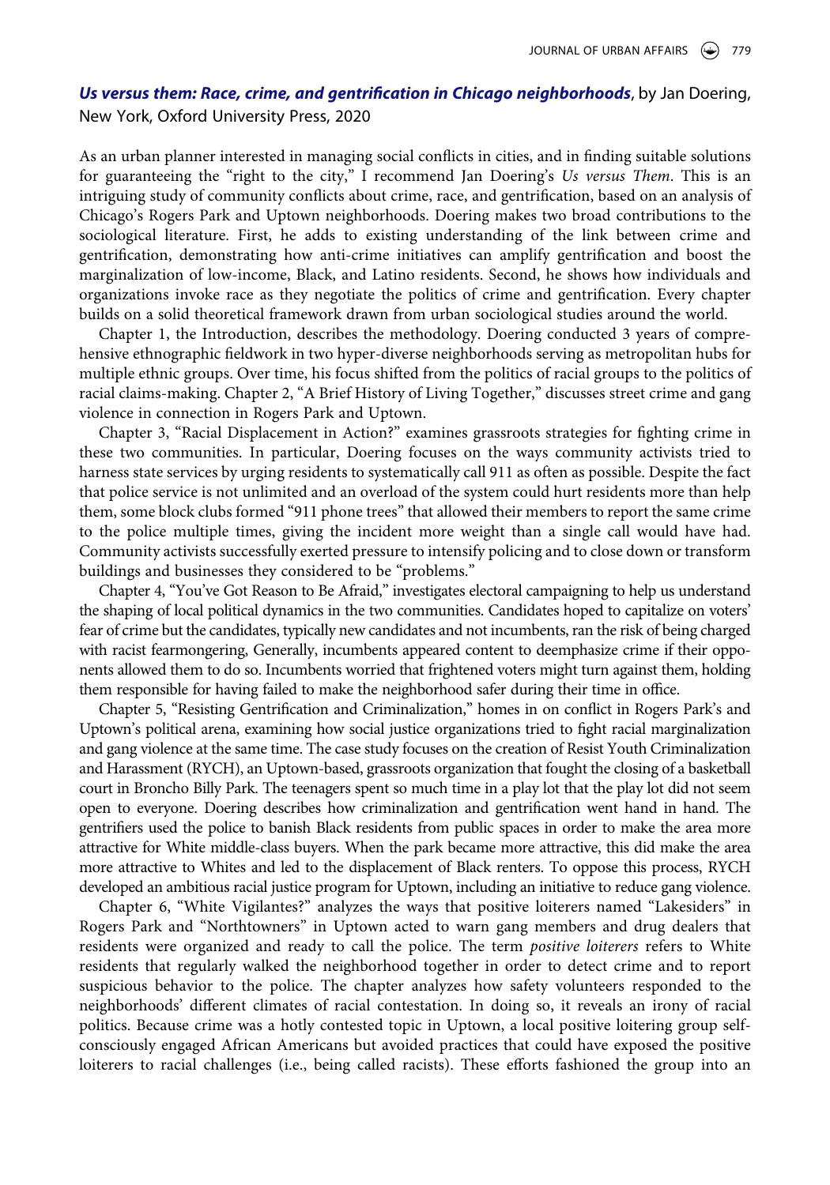***Us versus them: Race, crime, and gentrification in Chicago neighborhoods***, by Jan Doering, New York, Oxford University Press, 2020

As an urban planner interested in managing social conflicts in cities, and in finding suitable solutions for guaranteeing the "right to the city," I recommend Jan Doering's *Us versus Them*. This is an intriguing study of community conflicts about crime, race, and gentrification, based on an analysis of Chicago's Rogers Park and Uptown neighborhoods. Doering makes two broad contributions to the sociological literature. First, he adds to existing understanding of the link between crime and gentrification, demonstrating how anti-crime initiatives can amplify gentrification and boost the marginalization of low-income, Black, and Latino residents. Second, he shows how individuals and organizations invoke race as they negotiate the politics of crime and gentrification. Every chapter builds on a solid theoretical framework drawn from urban sociological studies around the world.

Chapter 1, the Introduction, describes the methodology. Doering conducted 3 years of comprehensive ethnographic fieldwork in two hyper-diverse neighborhoods serving as metropolitan hubs for multiple ethnic groups. Over time, his focus shifted from the politics of racial groups to the politics of racial claims-making. Chapter 2, "A Brief History of Living Together," discusses street crime and gang violence in connection in Rogers Park and Uptown.

Chapter 3, "Racial Displacement in Action?" examines grassroots strategies for fighting crime in these two communities. In particular, Doering focuses on the ways community activists tried to harness state services by urging residents to systematically call 911 as often as possible. Despite the fact that police service is not unlimited and an overload of the system could hurt residents more than help them, some block clubs formed "911 phone trees" that allowed their members to report the same crime to the police multiple times, giving the incident more weight than a single call would have had. Community activists successfully exerted pressure to intensify policing and to close down or transform buildings and businesses they considered to be "problems."

Chapter 4, "You've Got Reason to Be Afraid," investigates electoral campaigning to help us understand the shaping of local political dynamics in the two communities. Candidates hoped to capitalize on voters' fear of crime but the candidates, typically new candidates and not incumbents, ran the risk of being charged with racist fearmongering, Generally, incumbents appeared content to deemphasize crime if their opponents allowed them to do so. Incumbents worried that frightened voters might turn against them, holding them responsible for having failed to make the neighborhood safer during their time in office.

Chapter 5, "Resisting Gentrification and Criminalization," homes in on conflict in Rogers Park's and Uptown's political arena, examining how social justice organizations tried to fight racial marginalization and gang violence at the same time. The case study focuses on the creation of Resist Youth Criminalization and Harassment (RYCH), an Uptown-based, grassroots organization that fought the closing of a basketball court in Broncho Billy Park. The teenagers spent so much time in a play lot that the play lot did not seem open to everyone. Doering describes how criminalization and gentrification went hand in hand. The gentrifiers used the police to banish Black residents from public spaces in order to make the area more attractive for White middle-class buyers. When the park became more attractive, this did make the area more attractive to Whites and led to the displacement of Black renters. To oppose this process, RYCH developed an ambitious racial justice program for Uptown, including an initiative to reduce gang violence.

Chapter 6, "White Vigilantes?" analyzes the ways that positive loiterers named "Lakesiders" in Rogers Park and "Northtowners" in Uptown acted to warn gang members and drug dealers that residents were organized and ready to call the police. The term *positive loiterers* refers to White residents that regularly walked the neighborhood together in order to detect crime and to report suspicious behavior to the police. The chapter analyzes how safety volunteers responded to the neighborhoods' different climates of racial contestation. In doing so, it reveals an irony of racial politics. Because crime was a hotly contested topic in Uptown, a local positive loitering group self-consciously engaged African Americans but avoided practices that could have exposed the positive loiterers to racial challenges (i.e., being called racists). These efforts fashioned the group into an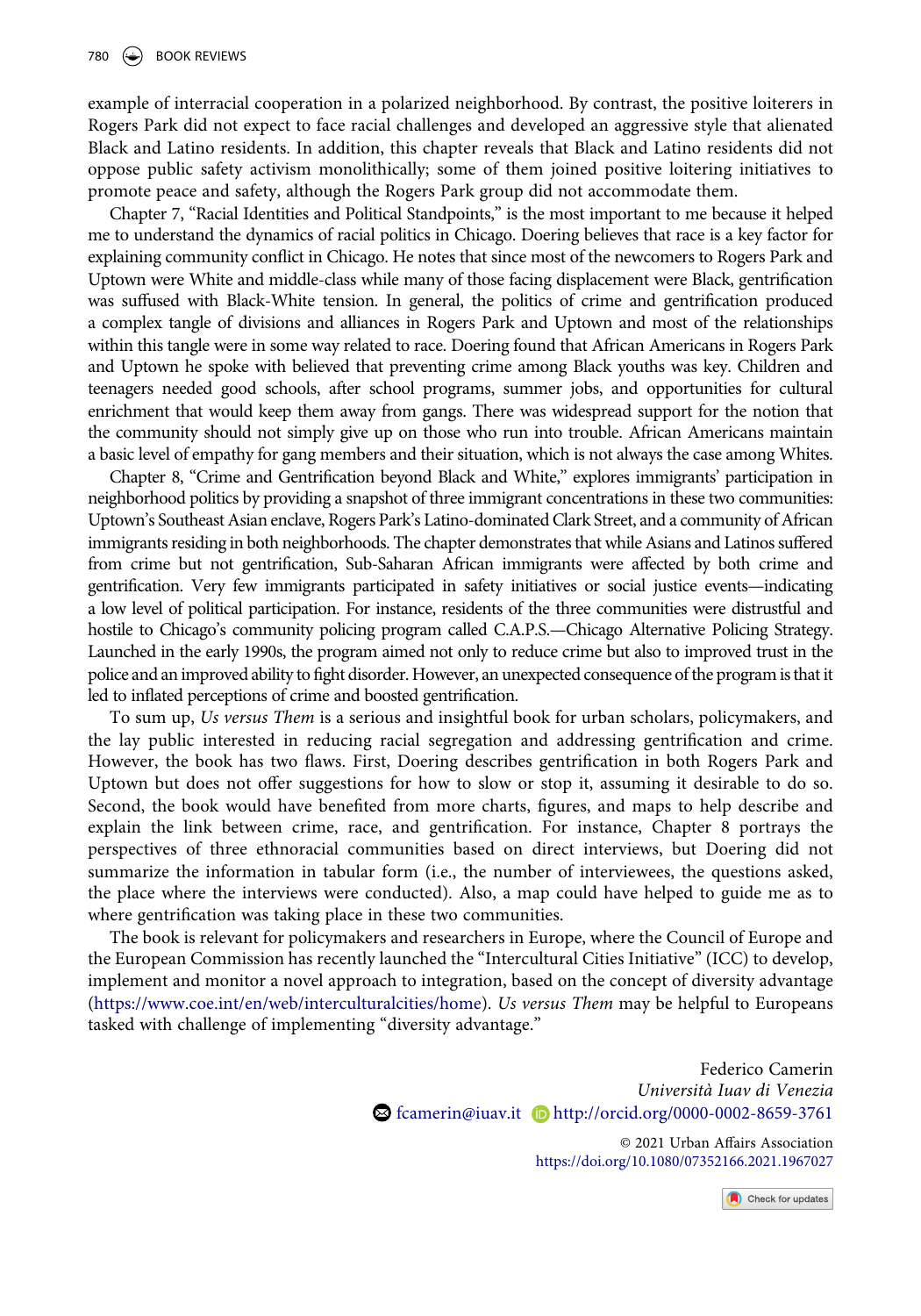example of interracial cooperation in a polarized neighborhood. By contrast, the positive loiterers in Rogers Park did not expect to face racial challenges and developed an aggressive style that alienated Black and Latino residents. In addition, this chapter reveals that Black and Latino residents did not oppose public safety activism monolithically; some of them joined positive loitering initiatives to promote peace and safety, although the Rogers Park group did not accommodate them.

Chapter 7, "Racial Identities and Political Standpoints," is the most important to me because it helped me to understand the dynamics of racial politics in Chicago. Doering believes that race is a key factor for explaining community conflict in Chicago. He notes that since most of the newcomers to Rogers Park and Uptown were White and middle-class while many of those facing displacement were Black, gentrification was suffused with Black-White tension. In general, the politics of crime and gentrification produced a complex tangle of divisions and alliances in Rogers Park and Uptown and most of the relationships within this tangle were in some way related to race. Doering found that African Americans in Rogers Park and Uptown he spoke with believed that preventing crime among Black youths was key. Children and teenagers needed good schools, after school programs, summer jobs, and opportunities for cultural enrichment that would keep them away from gangs. There was widespread support for the notion that the community should not simply give up on those who run into trouble. African Americans maintain a basic level of empathy for gang members and their situation, which is not always the case among Whites.

Chapter 8, "Crime and Gentrification beyond Black and White," explores immigrants' participation in neighborhood politics by providing a snapshot of three immigrant concentrations in these two communities: Uptown's Southeast Asian enclave, Rogers Park's Latino-dominated Clark Street, and a community of African immigrants residing in both neighborhoods. The chapter demonstrates that while Asians and Latinos suffered from crime but not gentrification, Sub-Saharan African immigrants were affected by both crime and gentrification. Very few immigrants participated in safety initiatives or social justice events—indicating a low level of political participation. For instance, residents of the three communities were distrustful and hostile to Chicago's community policing program called C.A.P.S.—Chicago Alternative Policing Strategy. Launched in the early 1990s, the program aimed not only to reduce crime but also to improved trust in the police and an improved ability to fight disorder. However, an unexpected consequence of the program is that it led to inflated perceptions of crime and boosted gentrification.

To sum up, *Us versus Them* is a serious and insightful book for urban scholars, policymakers, and the lay public interested in reducing racial segregation and addressing gentrification and crime. However, the book has two flaws. First, Doering describes gentrification in both Rogers Park and Uptown but does not offer suggestions for how to slow or stop it, assuming it desirable to do so. Second, the book would have benefited from more charts, figures, and maps to help describe and explain the link between crime, race, and gentrification. For instance, Chapter 8 portrays the perspectives of three ethnoracial communities based on direct interviews, but Doering did not summarize the information in tabular form (i.e., the number of interviewees, the questions asked, the place where the interviews were conducted). Also, a map could have helped to guide me as to where gentrification was taking place in these two communities.

The book is relevant for policymakers and researchers in Europe, where the Council of Europe and the European Commission has recently launched the "Intercultural Cities Initiative" (ICC) to develop, implement and monitor a novel approach to integration, based on the concept of diversity advantage (https://www.coe.int/en/web/interculturalcities/home). *Us versus Them* may be helpful to Europeans tasked with challenge of implementing "diversity advantage."

Federico Camerin
*Università Iuav di Venezia*
fcamerin@iuav.it http://orcid.org/0000-0002-8659-3761

© 2021 Urban Affairs Association
https://doi.org/10.1080/07352166.2021.1967027